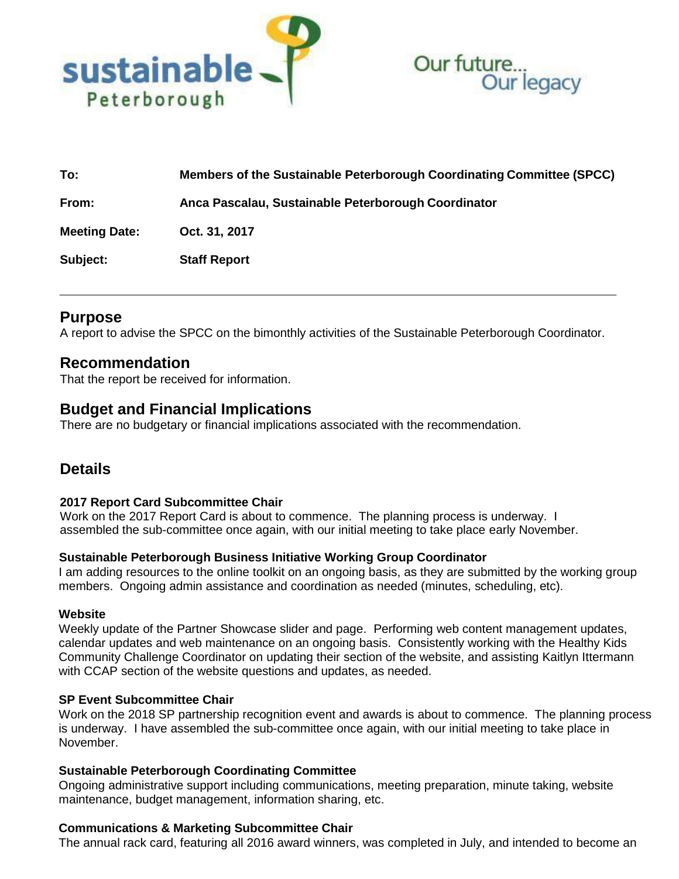sustainable Peterborough

Our future... Our legacy

| | |
|---|---|
| **To:** | **Members of the Sustainable Peterborough Coordinating Committee (SPCC)** |
| **From:** | **Anca Pascalau, Sustainable Peterborough Coordinator** |
| **Meeting Date:** | **Oct. 31, 2017** |
| **Subject:** | **Staff Report** |

## Purpose

A report to advise the SPCC on the bimonthly activities of the Sustainable Peterborough Coordinator.

## Recommendation

That the report be received for information.

## Budget and Financial Implications

There are no budgetary or financial implications associated with the recommendation.

## Details

**2017 Report Card Subcommittee Chair**

Work on the 2017 Report Card is about to commence. The planning process is underway. I assembled the sub-committee once again, with our initial meeting to take place early November.

**Sustainable Peterborough Business Initiative Working Group Coordinator**

I am adding resources to the online toolkit on an ongoing basis, as they are submitted by the working group members. Ongoing admin assistance and coordination as needed (minutes, scheduling, etc).

**Website**

Weekly update of the Partner Showcase slider and page. Performing web content management updates, calendar updates and web maintenance on an ongoing basis. Consistently working with the Healthy Kids Community Challenge Coordinator on updating their section of the website, and assisting Kaitlyn Ittermann with CCAP section of the website questions and updates, as needed.

**SP Event Subcommittee Chair**

Work on the 2018 SP partnership recognition event and awards is about to commence. The planning process is underway. I have assembled the sub-committee once again, with our initial meeting to take place in November.

**Sustainable Peterborough Coordinating Committee**

Ongoing administrative support including communications, meeting preparation, minute taking, website maintenance, budget management, information sharing, etc.

**Communications & Marketing Subcommittee Chair**

The annual rack card, featuring all 2016 award winners, was completed in July, and intended to become an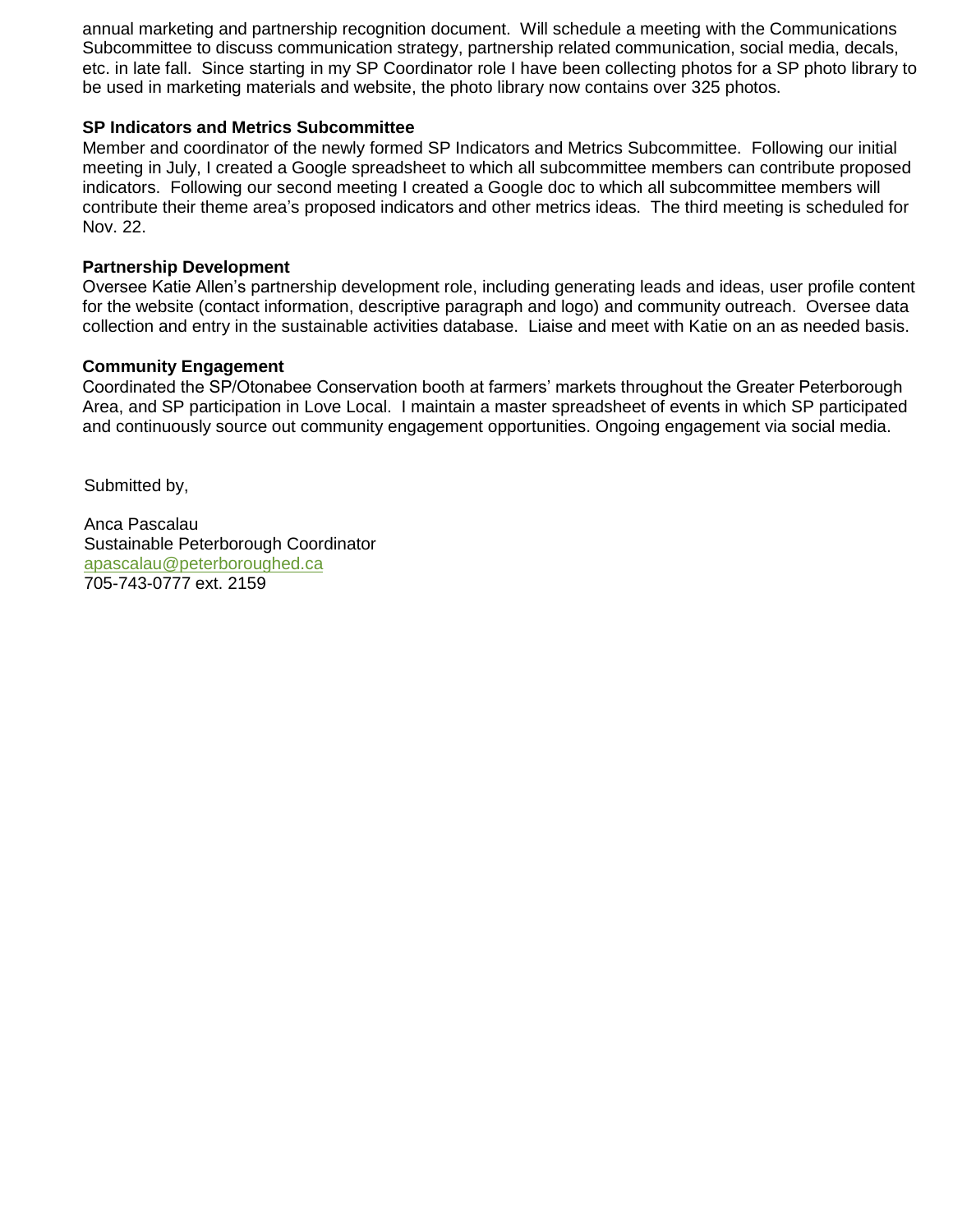annual marketing and partnership recognition document. Will schedule a meeting with the Communications Subcommittee to discuss communication strategy, partnership related communication, social media, decals, etc. in late fall. Since starting in my SP Coordinator role I have been collecting photos for a SP photo library to be used in marketing materials and website, the photo library now contains over 325 photos.

**SP Indicators and Metrics Subcommittee**

Member and coordinator of the newly formed SP Indicators and Metrics Subcommittee. Following our initial meeting in July, I created a Google spreadsheet to which all subcommittee members can contribute proposed indicators. Following our second meeting I created a Google doc to which all subcommittee members will contribute their theme area's proposed indicators and other metrics ideas. The third meeting is scheduled for Nov. 22.

**Partnership Development**

Oversee Katie Allen's partnership development role, including generating leads and ideas, user profile content for the website (contact information, descriptive paragraph and logo) and community outreach. Oversee data collection and entry in the sustainable activities database. Liaise and meet with Katie on an as needed basis.

**Community Engagement**

Coordinated the SP/Otonabee Conservation booth at farmers' markets throughout the Greater Peterborough Area, and SP participation in Love Local. I maintain a master spreadsheet of events in which SP participated and continuously source out community engagement opportunities. Ongoing engagement via social media.

Submitted by,

Anca Pascalau
Sustainable Peterborough Coordinator
apascalau@peterboroughed.ca
705-743-0777 ext. 2159